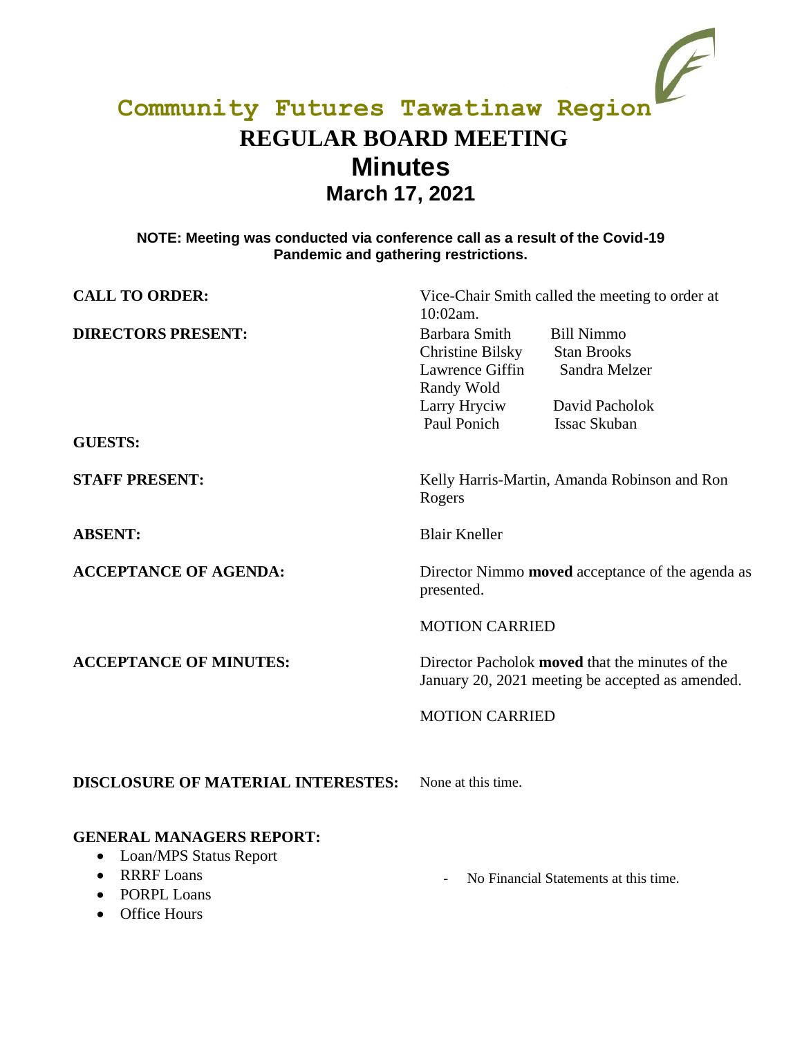# Community Futures Tawatinaw Region

## REGULAR BOARD MEETING

## Minutes

## March 17, 2021

**NOTE: Meeting was conducted via conference call as a result of the Covid-19 Pandemic and gathering restrictions.**

**CALL TO ORDER:** Vice-Chair Smith called the meeting to order at 10:02am.

**DIRECTORS PRESENT:**

| | |
|---|---|
| Barbara Smith | Bill Nimmo |
| Christine Bilsky | Stan Brooks |
| Lawrence Giffin | Sandra Melzer |
| Randy Wold | |
| Larry Hryciw | David Pacholok |
| Paul Ponich | Issac Skuban |

**GUESTS:**

**STAFF PRESENT:** Kelly Harris-Martin, Amanda Robinson and Ron Rogers

**ABSENT:** Blair Kneller

**ACCEPTANCE OF AGENDA:** Director Nimmo **moved** acceptance of the agenda as presented.

MOTION CARRIED

**ACCEPTANCE OF MINUTES:** Director Pacholok **moved** that the minutes of the January 20, 2021 meeting be accepted as amended.

MOTION CARRIED

**DISCLOSURE OF MATERIAL INTERESTES:** None at this time.

**GENERAL MANAGERS REPORT:**

- Loan/MPS Status Report
- RRRF Loans
- PORPL Loans
- Office Hours

- No Financial Statements at this time.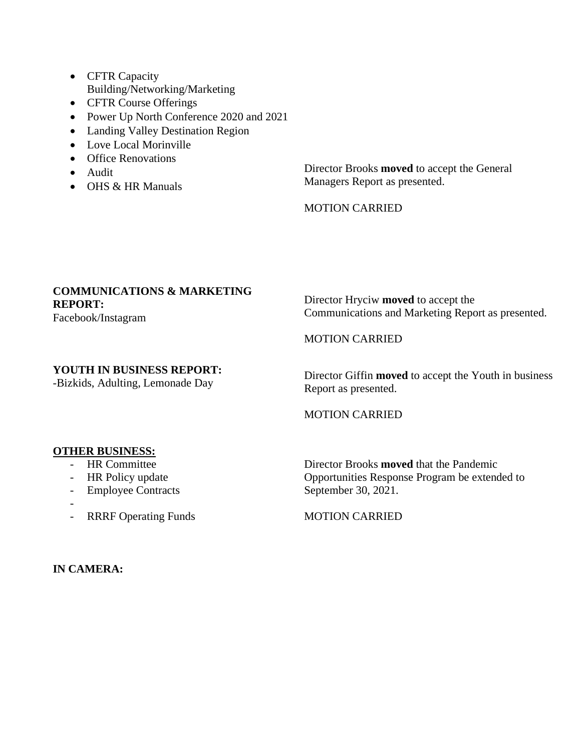- CFTR Capacity Building/Networking/Marketing
- CFTR Course Offerings
- Power Up North Conference 2020 and 2021
- Landing Valley Destination Region
- Love Local Morinville
- Office Renovations
- Audit
- OHS & HR Manuals

Director Brooks **moved** to accept the General Managers Report as presented.

MOTION CARRIED

**COMMUNICATIONS & MARKETING REPORT:**
Facebook/Instagram

Director Hryciw **moved** to accept the Communications and Marketing Report as presented.

MOTION CARRIED

**YOUTH IN BUSINESS REPORT:**
-Bizkids, Adulting, Lemonade Day

Director Giffin **moved** to accept the Youth in business Report as presented.

MOTION CARRIED

**OTHER BUSINESS:**

- HR Committee
- HR Policy update
- Employee Contracts
-
- RRRF Operating Funds

Director Brooks **moved** that the Pandemic Opportunities Response Program be extended to September 30, 2021.

MOTION CARRIED

**IN CAMERA:**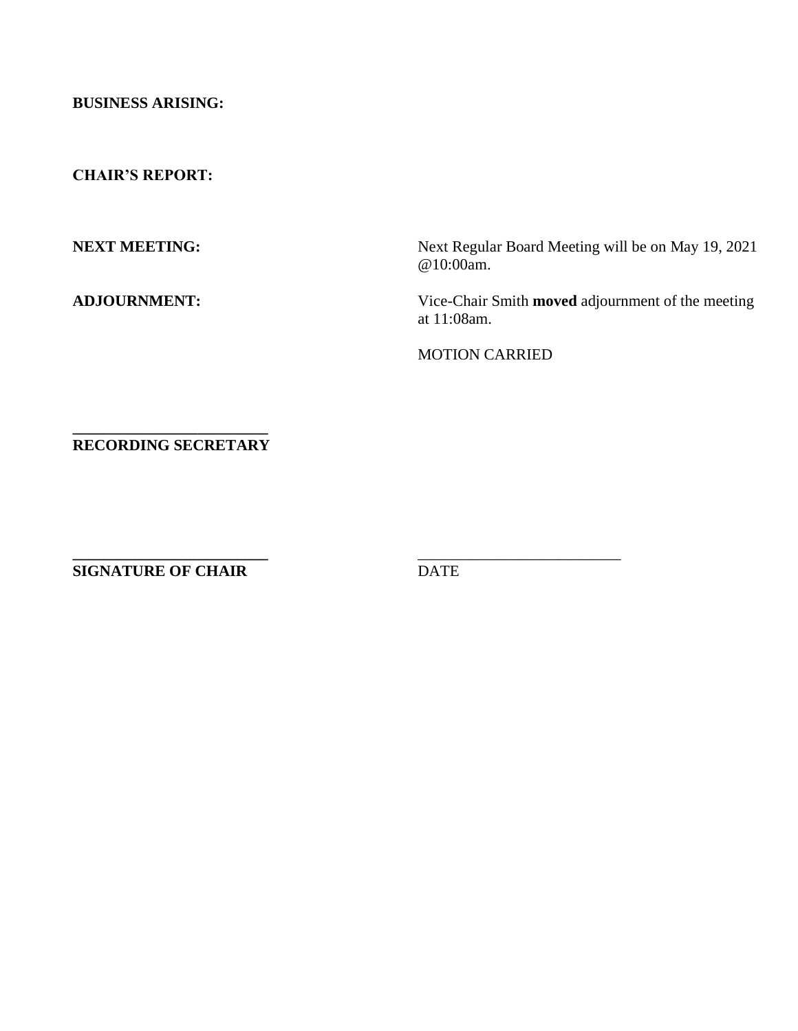**BUSINESS ARISING:**

**CHAIR'S REPORT:**

**NEXT MEETING:** Next Regular Board Meeting will be on May 19, 2021 @10:00am.

**ADJOURNMENT:** Vice-Chair Smith **moved** adjournment of the meeting at 11:08am.

MOTION CARRIED

\_\_\_\_\_\_\_\_\_\_\_\_\_\_\_\_\_\_\_\_\_\_\_\_\_

**RECORDING SECRETARY**

\_\_\_\_\_\_\_\_\_\_\_\_\_\_\_\_\_\_\_\_\_\_\_\_\_ \_\_\_\_\_\_\_\_\_\_\_\_\_\_\_\_\_\_\_\_\_\_\_\_\_

**SIGNATURE OF CHAIR** DATE